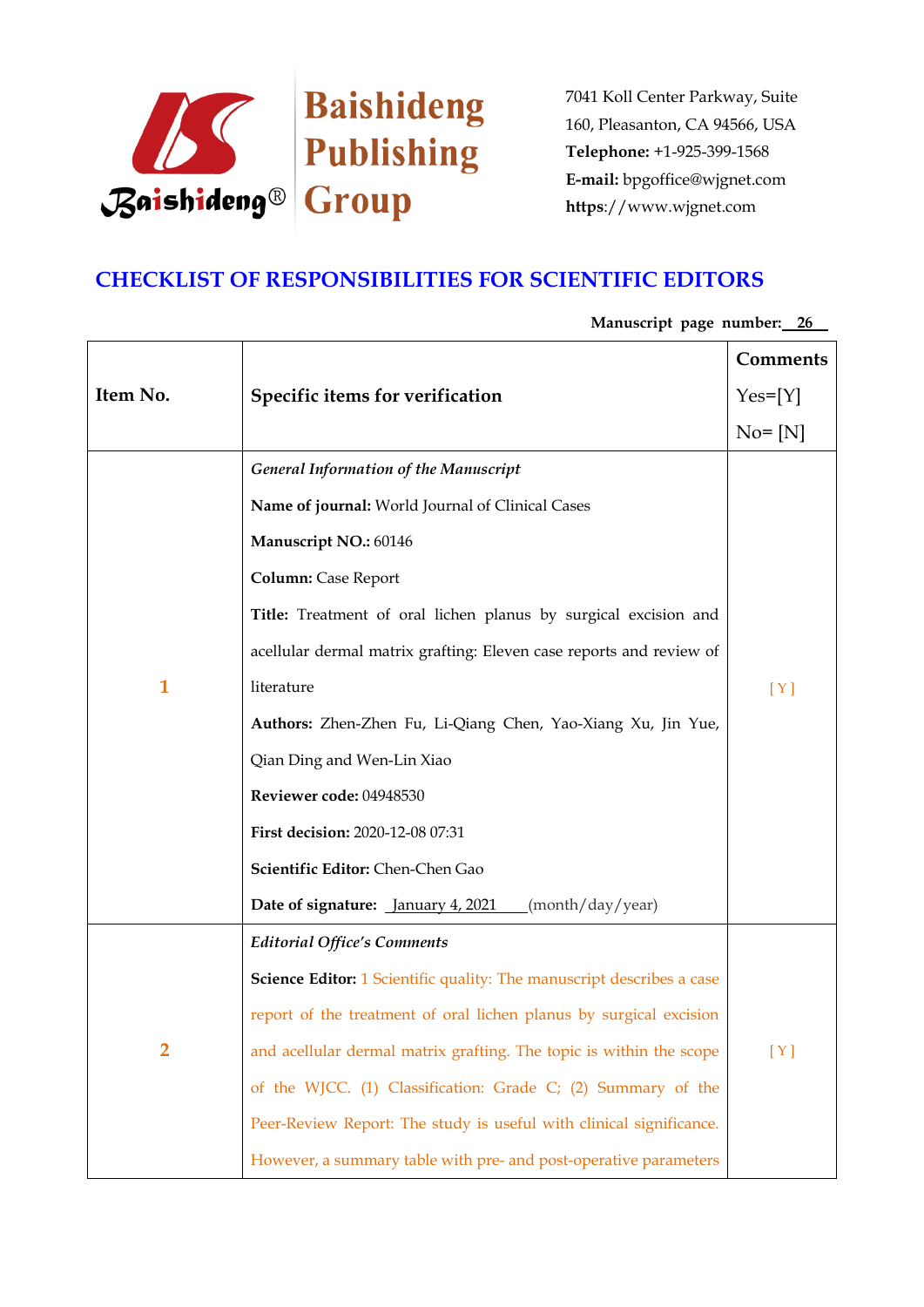Baishideng Publishing Group

7041 Koll Center Parkway, Suite 160, Pleasanton, CA 94566, USA
**Telephone:** +1-925-399-1568
**E-mail:** bpgoffice@wjgnet.com
**https**://www.wjgnet.com

# CHECKLIST OF RESPONSIBILITIES FOR SCIENTIFIC EDITORS

**Manuscript page number:** 26

| Item No. | Specific items for verification | Comments Yes=[Y] No= [N] |
|---|---|---|
| 1 | *General Information of the Manuscript*<br>**Name of journal:** World Journal of Clinical Cases<br>**Manuscript NO.:** 60146<br>**Column:** Case Report<br>**Title:** Treatment of oral lichen planus by surgical excision and acellular dermal matrix grafting: Eleven case reports and review of literature<br>**Authors:** Zhen-Zhen Fu, Li-Qiang Chen, Yao-Xiang Xu, Jin Yue, Qian Ding and Wen-Lin Xiao<br>**Reviewer code:** 04948530<br>**First decision:** 2020-12-08 07:31<br>**Scientific Editor:** Chen-Chen Gao<br>**Date of signature:** January 4, 2021 (month/day/year) | [ Y ] |
| 2 | *Editorial Office's Comments*<br>**Science Editor:** 1 Scientific quality: The manuscript describes a case report of the treatment of oral lichen planus by surgical excision and acellular dermal matrix grafting. The topic is within the scope of the WJCC. (1) Classification: Grade C; (2) Summary of the Peer-Review Report: The study is useful with clinical significance. However, a summary table with pre- and post-operative parameters | [ Y ] |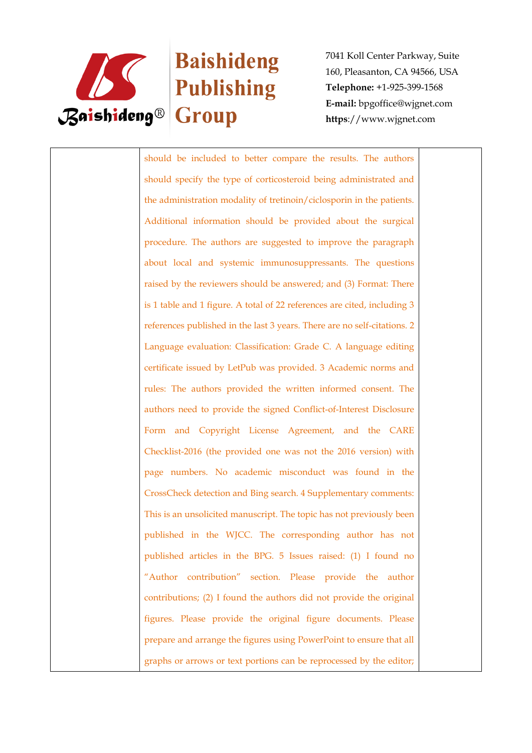|  | should be included to better compare the results. The authors should specify the type of corticosteroid being administrated and the administration modality of tretinoin/ciclosporin in the patients. Additional information should be provided about the surgical procedure. The authors are suggested to improve the paragraph about local and systemic immunosuppressants. The questions raised by the reviewers should be answered; and (3) Format: There is 1 table and 1 figure. A total of 22 references are cited, including 3 references published in the last 3 years. There are no self-citations. 2 Language evaluation: Classification: Grade C. A language editing certificate issued by LetPub was provided. 3 Academic norms and rules: The authors provided the written informed consent. The authors need to provide the signed Conflict-of-Interest Disclosure Form and Copyright License Agreement, and the CARE Checklist-2016 (the provided one was not the 2016 version) with page numbers. No academic misconduct was found in the CrossCheck detection and Bing search. 4 Supplementary comments: This is an unsolicited manuscript. The topic has not previously been published in the WJCC. The corresponding author has not published articles in the BPG. 5 Issues raised: (1) I found no "Author contribution" section. Please provide the author contributions; (2) I found the authors did not provide the original figures. Please provide the original figure documents. Please prepare and arrange the figures using PowerPoint to ensure that all graphs or arrows or text portions can be reprocessed by the editor; |  |
|---|---|---|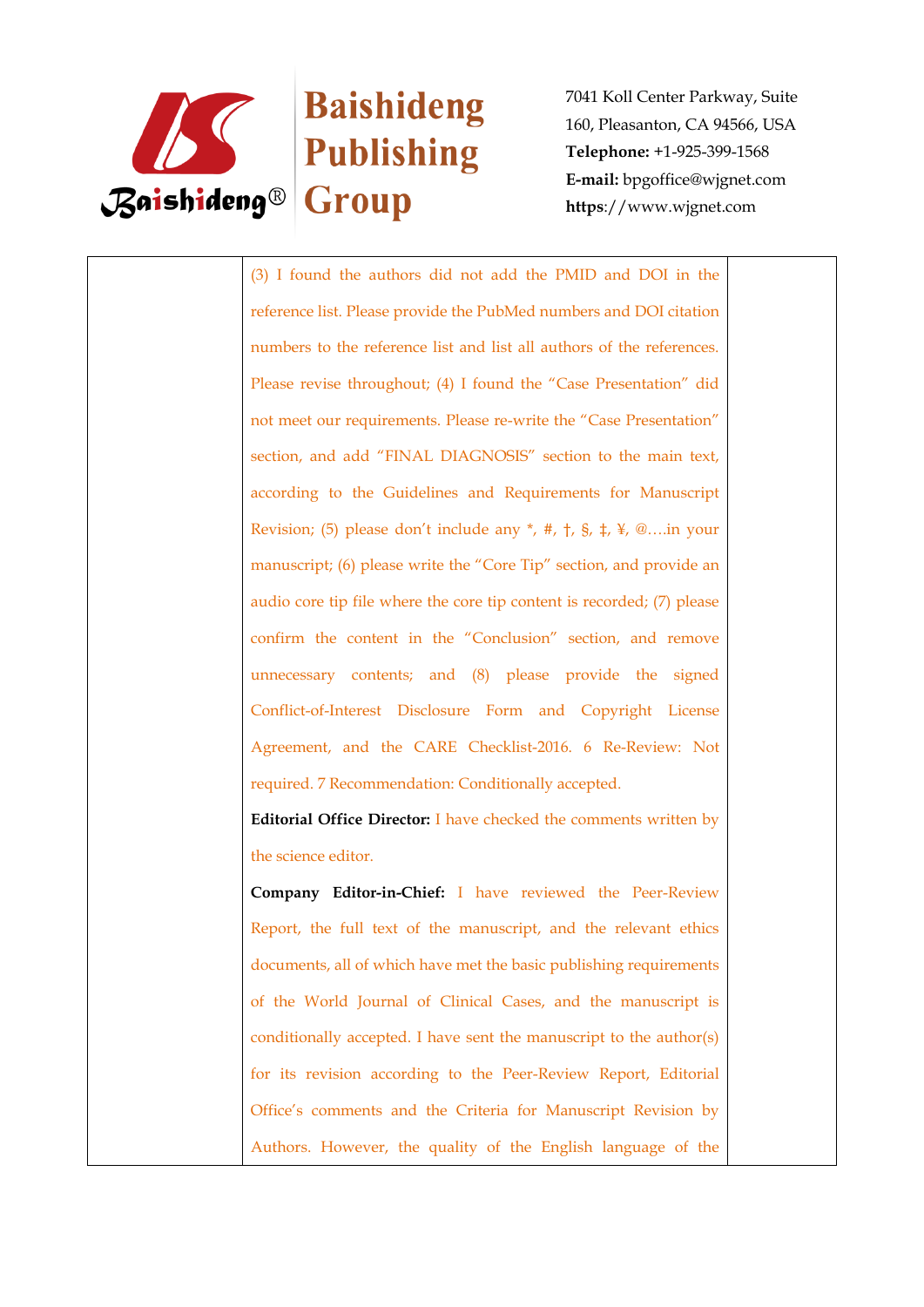| | | |
|---|---|---|
| | (3) I found the authors did not add the PMID and DOI in the reference list. Please provide the PubMed numbers and DOI citation numbers to the reference list and list all authors of the references. Please revise throughout; (4) I found the "Case Presentation" did not meet our requirements. Please re-write the "Case Presentation" section, and add "FINAL DIAGNOSIS" section to the main text, according to the Guidelines and Requirements for Manuscript Revision; (5) please don't include any *, #, †, §, ‡, ¥, @….in your manuscript; (6) please write the "Core Tip" section, and provide an audio core tip file where the core tip content is recorded; (7) please confirm the content in the "Conclusion" section, and remove unnecessary contents; and (8) please provide the signed Conflict-of-Interest Disclosure Form and Copyright License Agreement, and the CARE Checklist-2016. 6 Re-Review: Not required. 7 Recommendation: Conditionally accepted.<br><br>**Editorial Office Director:** I have checked the comments written by the science editor.<br><br>**Company Editor-in-Chief:** I have reviewed the Peer-Review Report, the full text of the manuscript, and the relevant ethics documents, all of which have met the basic publishing requirements of the World Journal of Clinical Cases, and the manuscript is conditionally accepted. I have sent the manuscript to the author(s) for its revision according to the Peer-Review Report, Editorial Office's comments and the Criteria for Manuscript Revision by Authors. However, the quality of the English language of the | |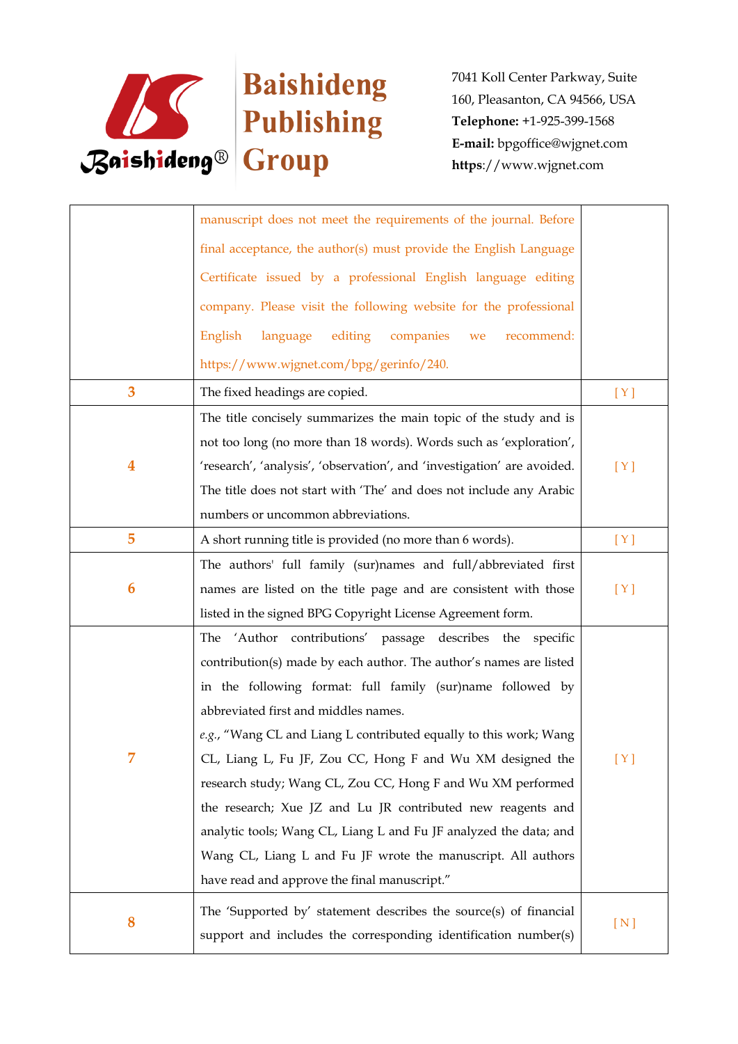|   |   |   |
|---|---|---|
|   | manuscript does not meet the requirements of the journal. Before final acceptance, the author(s) must provide the English Language Certificate issued by a professional English language editing company. Please visit the following website for the professional English language editing companies we recommend: https://www.wjgnet.com/bpg/gerinfo/240. |   |
| 3 | The fixed headings are copied. | [ Y ] |
| 4 | The title concisely summarizes the main topic of the study and is not too long (no more than 18 words). Words such as 'exploration', 'research', 'analysis', 'observation', and 'investigation' are avoided. The title does not start with 'The' and does not include any Arabic numbers or uncommon abbreviations. | [ Y ] |
| 5 | A short running title is provided (no more than 6 words). | [ Y ] |
| 6 | The authors' full family (sur)names and full/abbreviated first names are listed on the title page and are consistent with those listed in the signed BPG Copyright License Agreement form. | [ Y ] |
| 7 | The 'Author contributions' passage describes the specific contribution(s) made by each author. The author's names are listed in the following format: full family (sur)name followed by abbreviated first and middles names. *e.g.*, "Wang CL and Liang L contributed equally to this work; Wang CL, Liang L, Fu JF, Zou CC, Hong F and Wu XM designed the research study; Wang CL, Zou CC, Hong F and Wu XM performed the research; Xue JZ and Lu JR contributed new reagents and analytic tools; Wang CL, Liang L and Fu JF analyzed the data; and Wang CL, Liang L and Fu JF wrote the manuscript. All authors have read and approve the final manuscript." | [ Y ] |
| 8 | The 'Supported by' statement describes the source(s) of financial support and includes the corresponding identification number(s) | [ N ] |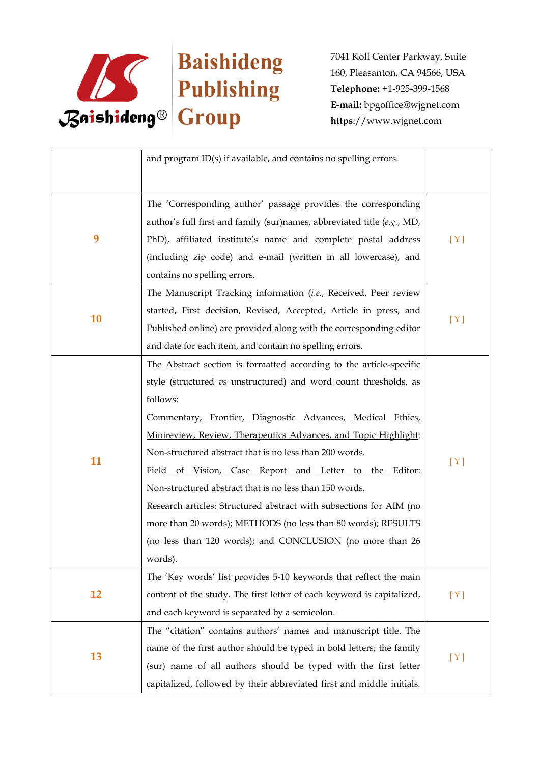| | | |
|---|---|---|
| | and program ID(s) if available, and contains no spelling errors. | |
| 9 | The 'Corresponding author' passage provides the corresponding author's full first and family (sur)names, abbreviated title (*e.g.*, MD, PhD), affiliated institute's name and complete postal address (including zip code) and e-mail (written in all lowercase), and contains no spelling errors. | [ Y ] |
| 10 | The Manuscript Tracking information (*i.e.*, Received, Peer review started, First decision, Revised, Accepted, Article in press, and Published online) are provided along with the corresponding editor and date for each item, and contain no spelling errors. | [ Y ] |
| 11 | The Abstract section is formatted according to the article-specific style (structured *vs* unstructured) and word count thresholds, as follows: <br> <u>Commentary, Frontier, Diagnostic Advances, Medical Ethics, Minireview, Review, Therapeutics Advances, and Topic Highlight</u>: Non-structured abstract that is no less than 200 words. <br> <u>Field of Vision, Case Report and Letter to the Editor:</u> Non-structured abstract that is no less than 150 words. <br> <u>Research articles:</u> Structured abstract with subsections for AIM (no more than 20 words); METHODS (no less than 80 words); RESULTS (no less than 120 words); and CONCLUSION (no more than 26 words). | [ Y ] |
| 12 | The 'Key words' list provides 5-10 keywords that reflect the main content of the study. The first letter of each keyword is capitalized, and each keyword is separated by a semicolon. | [ Y ] |
| 13 | The "citation" contains authors' names and manuscript title. The name of the first author should be typed in bold letters; the family (sur) name of all authors should be typed with the first letter capitalized, followed by their abbreviated first and middle initials. | [ Y ] |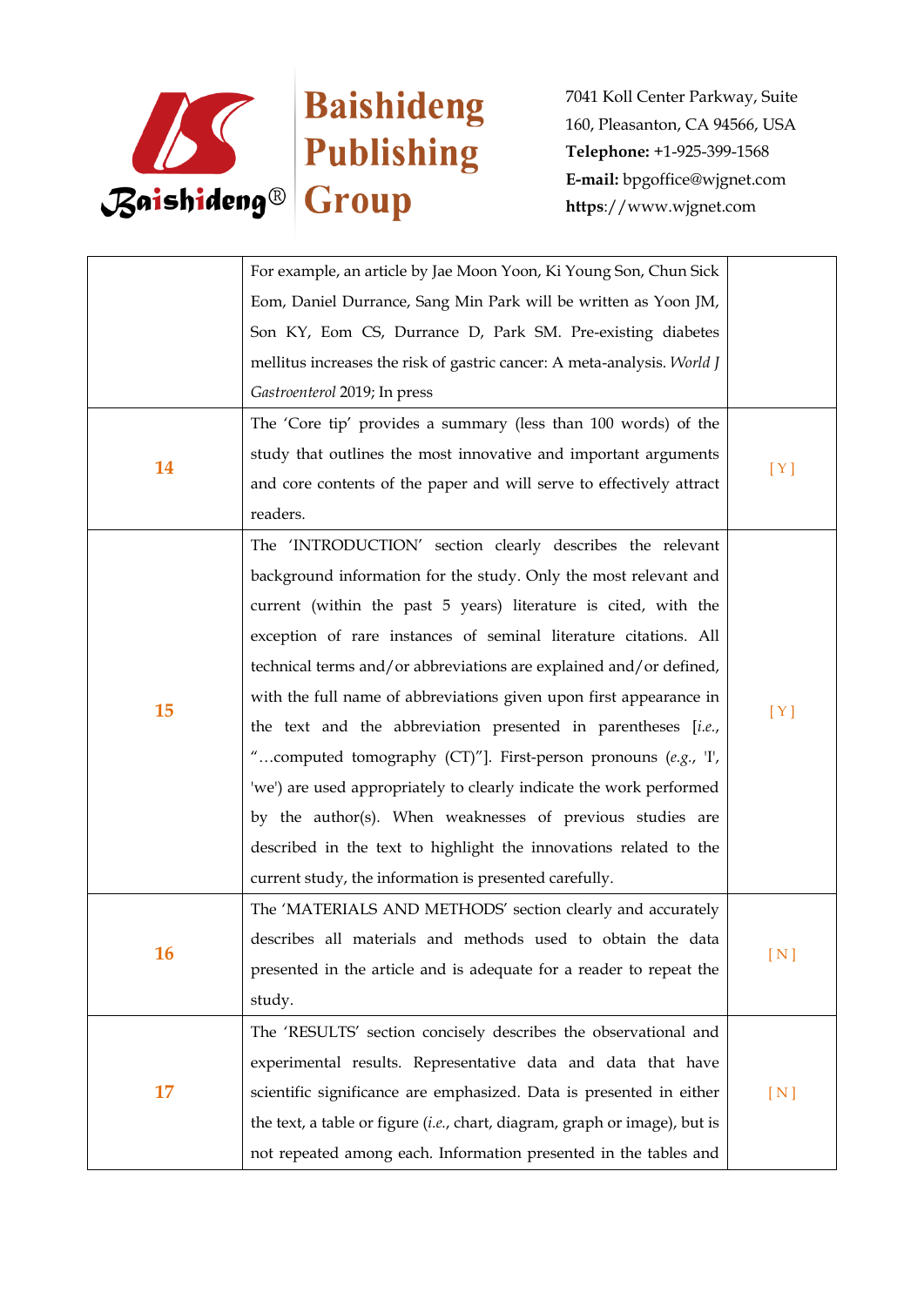|  |  |  |
|---|---|---|
|  | For example, an article by Jae Moon Yoon, Ki Young Son, Chun Sick Eom, Daniel Durrance, Sang Min Park will be written as Yoon JM, Son KY, Eom CS, Durrance D, Park SM. Pre-existing diabetes mellitus increases the risk of gastric cancer: A meta-analysis. *World J Gastroenterol* 2019; In press |  |
| **14** | The 'Core tip' provides a summary (less than 100 words) of the study that outlines the most innovative and important arguments and core contents of the paper and will serve to effectively attract readers. | [ Y ] |
| **15** | The 'INTRODUCTION' section clearly describes the relevant background information for the study. Only the most relevant and current (within the past 5 years) literature is cited, with the exception of rare instances of seminal literature citations. All technical terms and/or abbreviations are explained and/or defined, with the full name of abbreviations given upon first appearance in the text and the abbreviation presented in parentheses [*i.e.*, "…computed tomography (CT)"]. First-person pronouns (*e.g.*, 'I', 'we') are used appropriately to clearly indicate the work performed by the author(s). When weaknesses of previous studies are described in the text to highlight the innovations related to the current study, the information is presented carefully. | [ Y ] |
| **16** | The 'MATERIALS AND METHODS' section clearly and accurately describes all materials and methods used to obtain the data presented in the article and is adequate for a reader to repeat the study. | [ N ] |
| **17** | The 'RESULTS' section concisely describes the observational and experimental results. Representative data and data that have scientific significance are emphasized. Data is presented in either the text, a table or figure (*i.e.*, chart, diagram, graph or image), but is not repeated among each. Information presented in the tables and | [ N ] |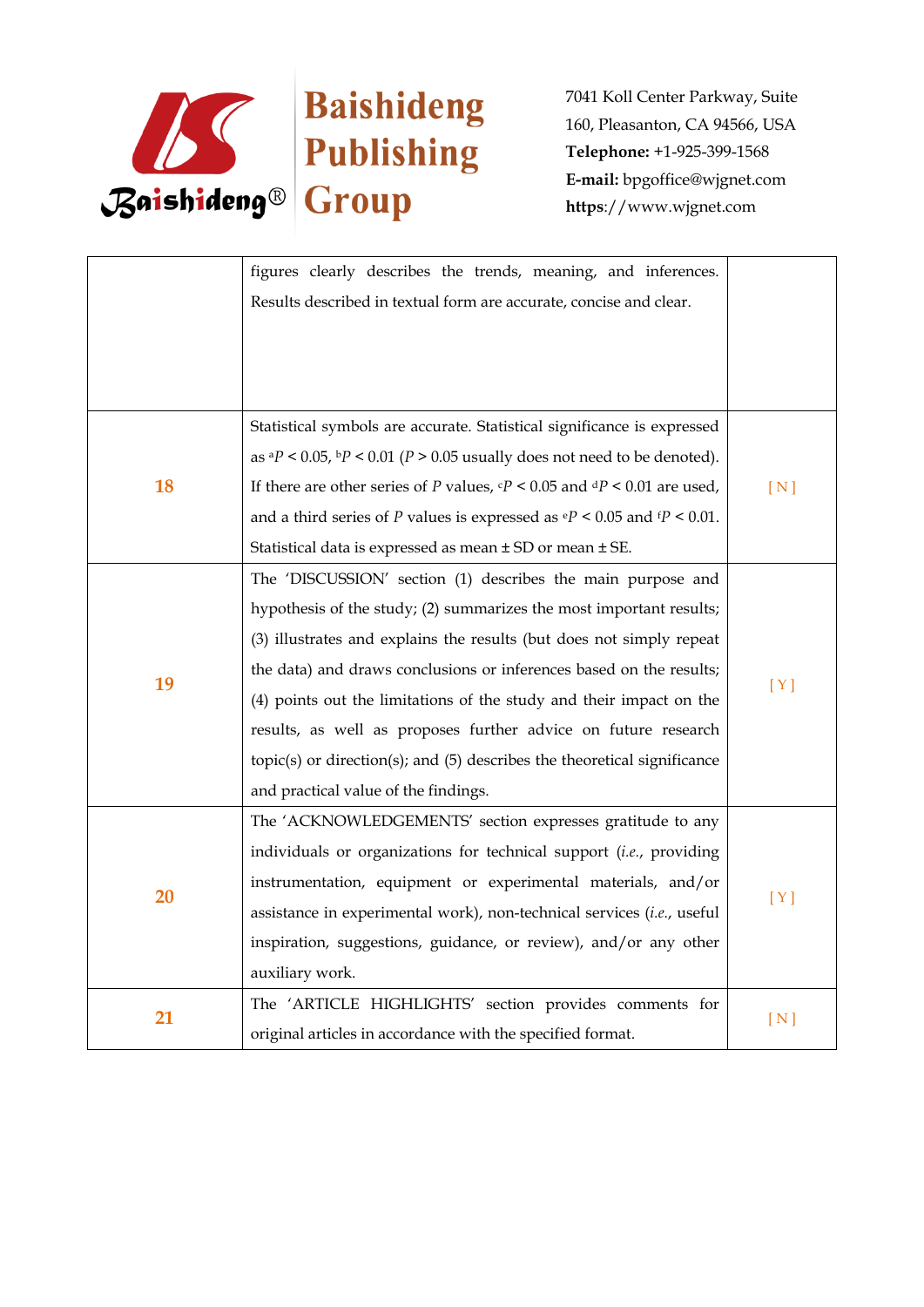|  |  |  |
|---|---|---|
|  | figures clearly describes the trends, meaning, and inferences. Results described in textual form are accurate, concise and clear. |  |
| 18 | Statistical symbols are accurate. Statistical significance is expressed as $^aP < 0.05$, $^bP < 0.01$ ($P > 0.05$ usually does not need to be denoted). If there are other series of $P$ values, $^cP < 0.05$ and $^dP < 0.01$ are used, and a third series of $P$ values is expressed as $^eP < 0.05$ and $^fP < 0.01$. Statistical data is expressed as mean ± SD or mean ± SE. | [ N ] |
| 19 | The 'DISCUSSION' section (1) describes the main purpose and hypothesis of the study; (2) summarizes the most important results; (3) illustrates and explains the results (but does not simply repeat the data) and draws conclusions or inferences based on the results; (4) points out the limitations of the study and their impact on the results, as well as proposes further advice on future research topic(s) or direction(s); and (5) describes the theoretical significance and practical value of the findings. | [ Y ] |
| 20 | The 'ACKNOWLEDGEMENTS' section expresses gratitude to any individuals or organizations for technical support (*i.e.*, providing instrumentation, equipment or experimental materials, and/or assistance in experimental work), non-technical services (*i.e.*, useful inspiration, suggestions, guidance, or review), and/or any other auxiliary work. | [ Y ] |
| 21 | The 'ARTICLE HIGHLIGHTS' section provides comments for original articles in accordance with the specified format. | [ N ] |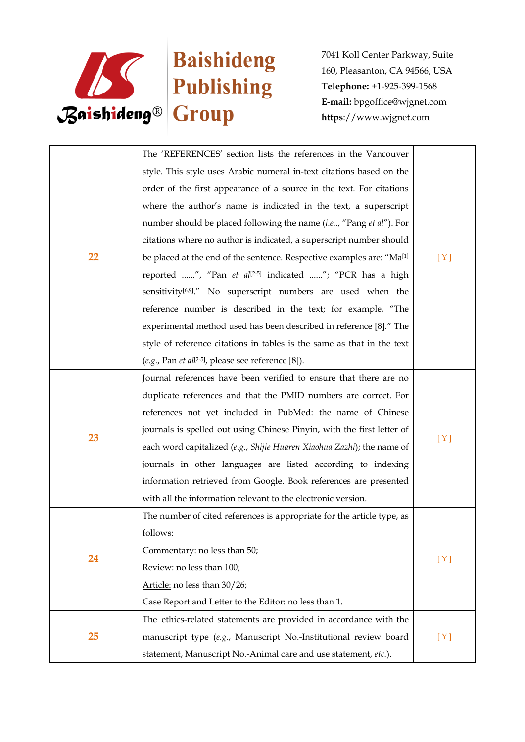| | | |
|---|---|---|
| 22 | The 'REFERENCES' section lists the references in the Vancouver style. This style uses Arabic numeral in-text citations based on the order of the first appearance of a source in the text. For citations where the author's name is indicated in the text, a superscript number should be placed following the name (*i.e.*., "Pang *et al*"). For citations where no author is indicated, a superscript number should be placed at the end of the sentence. Respective examples are: "Ma[1] reported ......", "Pan *et al*[2-5] indicated ......"; "PCR has a high sensitivity[6,9]." No superscript numbers are used when the reference number is described in the text; for example, "The experimental method used has been described in reference [8]." The style of reference citations in tables is the same as that in the text (*e.g.*, Pan *et al*[2-5], please see reference [8]). | [ Y ] |
| 23 | Journal references have been verified to ensure that there are no duplicate references and that the PMID numbers are correct. For references not yet included in PubMed: the name of Chinese journals is spelled out using Chinese Pinyin, with the first letter of each word capitalized (*e.g.*, *Shijie Huaren Xiaohua Zazhi*); the name of journals in other languages are listed according to indexing information retrieved from Google. Book references are presented with all the information relevant to the electronic version. | [ Y ] |
| 24 | The number of cited references is appropriate for the article type, as follows:<br>Commentary: no less than 50;<br>Review: no less than 100;<br>Article: no less than 30/26;<br>Case Report and Letter to the Editor: no less than 1. | [ Y ] |
| 25 | The ethics-related statements are provided in accordance with the manuscript type (*e.g.*, Manuscript No.-Institutional review board statement, Manuscript No.-Animal care and use statement, *etc.*). | [ Y ] |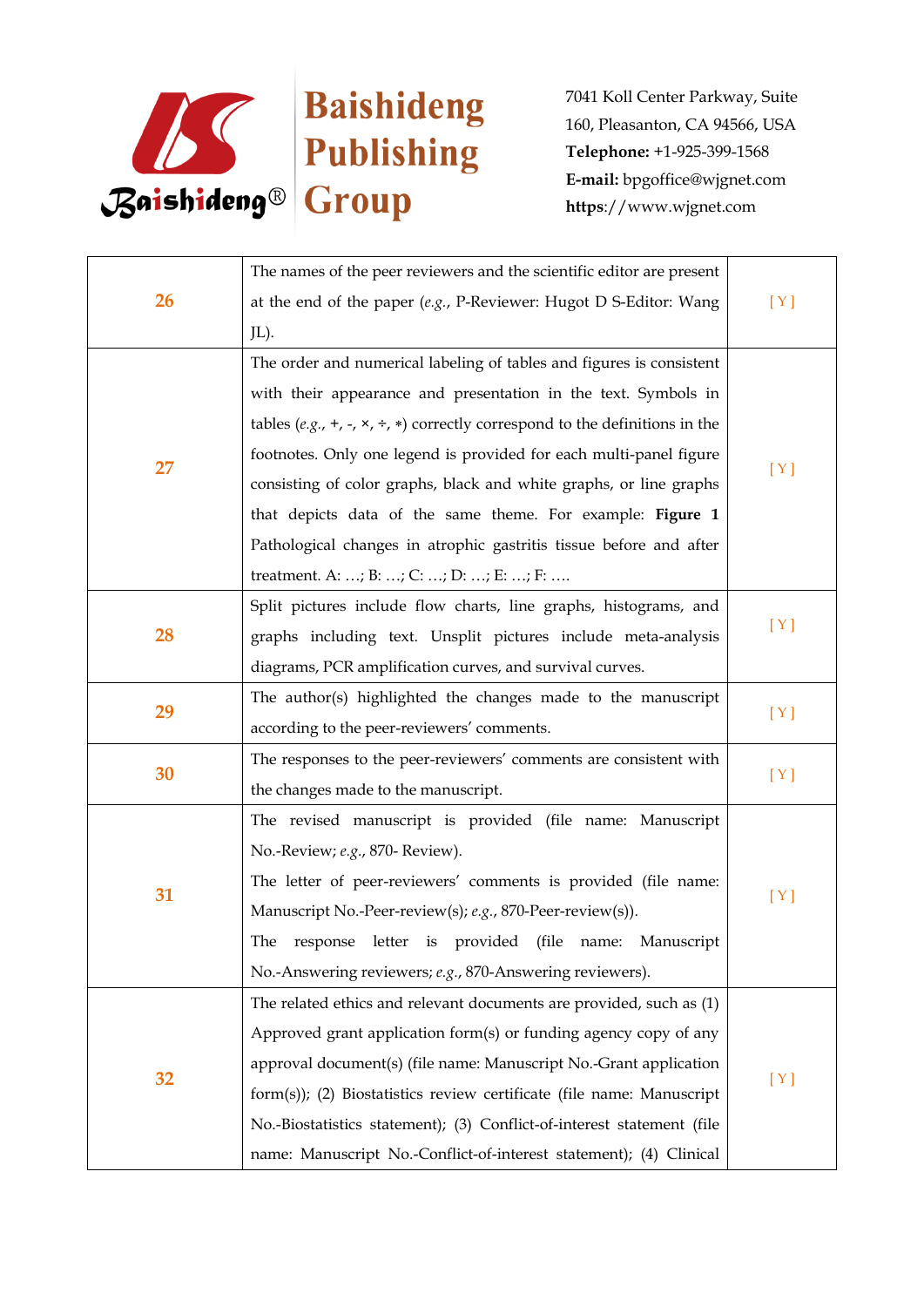| | | |
|---|---|---|
| 26 | The names of the peer reviewers and the scientific editor are present at the end of the paper (*e.g.*, P-Reviewer: Hugot D S-Editor: Wang JL). | [ Y ] |
| 27 | The order and numerical labeling of tables and figures is consistent with their appearance and presentation in the text. Symbols in tables (*e.g.*, +, -, ×, ÷, ∗) correctly correspond to the definitions in the footnotes. Only one legend is provided for each multi-panel figure consisting of color graphs, black and white graphs, or line graphs that depicts data of the same theme. For example: **Figure 1** Pathological changes in atrophic gastritis tissue before and after treatment. A: …; B: …; C: …; D: …; E: …; F: …. | [ Y ] |
| 28 | Split pictures include flow charts, line graphs, histograms, and graphs including text. Unsplit pictures include meta-analysis diagrams, PCR amplification curves, and survival curves. | [ Y ] |
| 29 | The author(s) highlighted the changes made to the manuscript according to the peer-reviewers' comments. | [ Y ] |
| 30 | The responses to the peer-reviewers' comments are consistent with the changes made to the manuscript. | [ Y ] |
| 31 | The revised manuscript is provided (file name: Manuscript No.-Review; *e.g.*, 870- Review).<br>The letter of peer-reviewers' comments is provided (file name: Manuscript No.-Peer-review(s); *e.g.*, 870-Peer-review(s)).<br>The response letter is provided (file name: Manuscript No.-Answering reviewers; *e.g.*, 870-Answering reviewers). | [ Y ] |
| 32 | The related ethics and relevant documents are provided, such as (1) Approved grant application form(s) or funding agency copy of any approval document(s) (file name: Manuscript No.-Grant application form(s)); (2) Biostatistics review certificate (file name: Manuscript No.-Biostatistics statement); (3) Conflict-of-interest statement (file name: Manuscript No.-Conflict-of-interest statement); (4) Clinical | [ Y ] |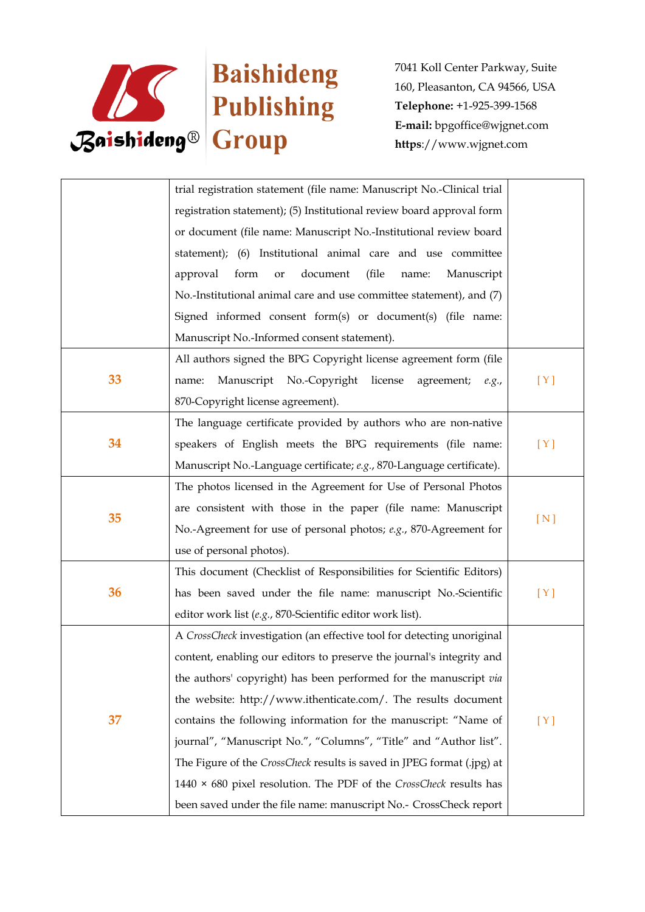|  |  |  |
|---|---|---|
|  | trial registration statement (file name: Manuscript No.-Clinical trial registration statement); (5) Institutional review board approval form or document (file name: Manuscript No.-Institutional review board statement); (6) Institutional animal care and use committee approval form or document (file name: Manuscript No.-Institutional animal care and use committee statement), and (7) Signed informed consent form(s) or document(s) (file name: Manuscript No.-Informed consent statement). |  |
| 33 | All authors signed the BPG Copyright license agreement form (file name: Manuscript No.-Copyright license agreement; *e.g.*, 870-Copyright license agreement). | [ Y ] |
| 34 | The language certificate provided by authors who are non-native speakers of English meets the BPG requirements (file name: Manuscript No.-Language certificate; *e.g.*, 870-Language certificate). | [ Y ] |
| 35 | The photos licensed in the Agreement for Use of Personal Photos are consistent with those in the paper (file name: Manuscript No.-Agreement for use of personal photos; *e.g.*, 870-Agreement for use of personal photos). | [ N ] |
| 36 | This document (Checklist of Responsibilities for Scientific Editors) has been saved under the file name: manuscript No.-Scientific editor work list (*e.g.*, 870-Scientific editor work list). | [ Y ] |
| 37 | A *CrossCheck* investigation (an effective tool for detecting unoriginal content, enabling our editors to preserve the journal's integrity and the authors' copyright) has been performed for the manuscript *via* the website: http://www.ithenticate.com/. The results document contains the following information for the manuscript: "Name of journal", "Manuscript No.", "Columns", "Title" and "Author list". The Figure of the *CrossCheck* results is saved in JPEG format (.jpg) at 1440 × 680 pixel resolution. The PDF of the *CrossCheck* results has been saved under the file name: manuscript No.- CrossCheck report | [ Y ] |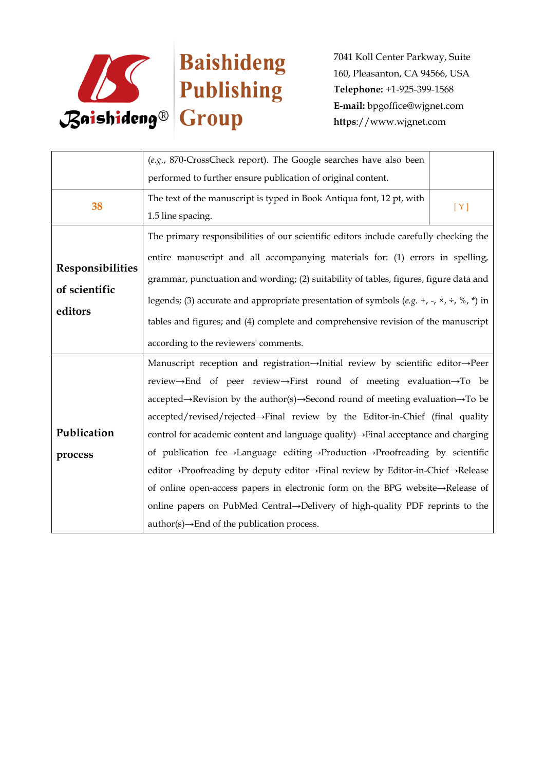| | | |
|---|---|---|
| | (*e.g.*, 870-CrossCheck report). The Google searches have also been performed to further ensure publication of original content. | |
| 38 | The text of the manuscript is typed in Book Antiqua font, 12 pt, with 1.5 line spacing. | [ Y ] |
| **Responsibilities of scientific editors** | The primary responsibilities of our scientific editors include carefully checking the entire manuscript and all accompanying materials for: (1) errors in spelling, grammar, punctuation and wording; (2) suitability of tables, figures, figure data and legends; (3) accurate and appropriate presentation of symbols (*e.g.* +, -, ×, ÷, %, *) in tables and figures; and (4) complete and comprehensive revision of the manuscript according to the reviewers' comments. | |
| **Publication process** | Manuscript reception and registration→Initial review by scientific editor→Peer review→End of peer review→First round of meeting evaluation→To be accepted→Revision by the author(s)→Second round of meeting evaluation→To be accepted/revised/rejected→Final review by the Editor-in-Chief (final quality control for academic content and language quality)→Final acceptance and charging of publication fee→Language editing→Production→Proofreading by scientific editor→Proofreading by deputy editor→Final review by Editor-in-Chief→Release of online open-access papers in electronic form on the BPG website→Release of online papers on PubMed Central→Delivery of high-quality PDF reprints to the author(s)→End of the publication process. | |